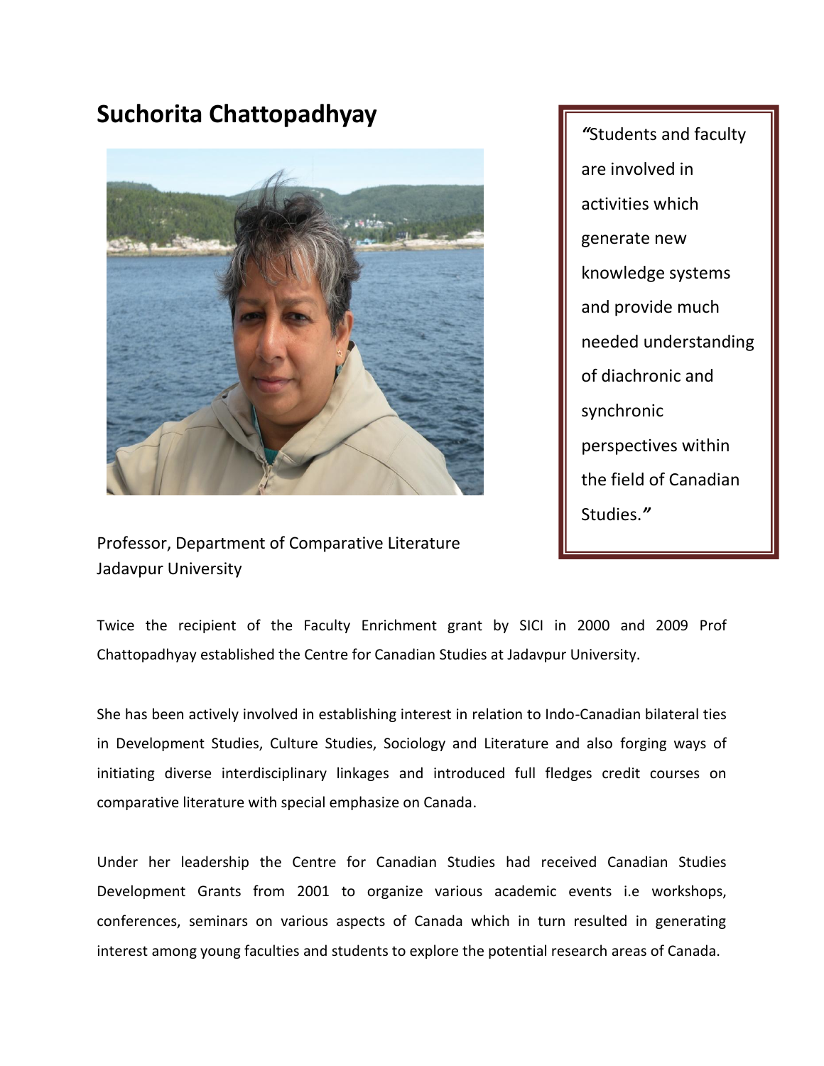# Suchorita Chattopadhyay

> *"*Students and faculty are involved in activities which generate new knowledge systems and provide much needed understanding of diachronic and synchronic perspectives within the field of Canadian Studies.*"*

Professor, Department of Comparative Literature
Jadavpur University

Twice the recipient of the Faculty Enrichment grant by SICI in 2000 and 2009 Prof Chattopadhyay established the Centre for Canadian Studies at Jadavpur University.

She has been actively involved in establishing interest in relation to Indo-Canadian bilateral ties in Development Studies, Culture Studies, Sociology and Literature and also forging ways of initiating diverse interdisciplinary linkages and introduced full fledges credit courses on comparative literature with special emphasize on Canada.

Under her leadership the Centre for Canadian Studies had received Canadian Studies Development Grants from 2001 to organize various academic events i.e workshops, conferences, seminars on various aspects of Canada which in turn resulted in generating interest among young faculties and students to explore the potential research areas of Canada.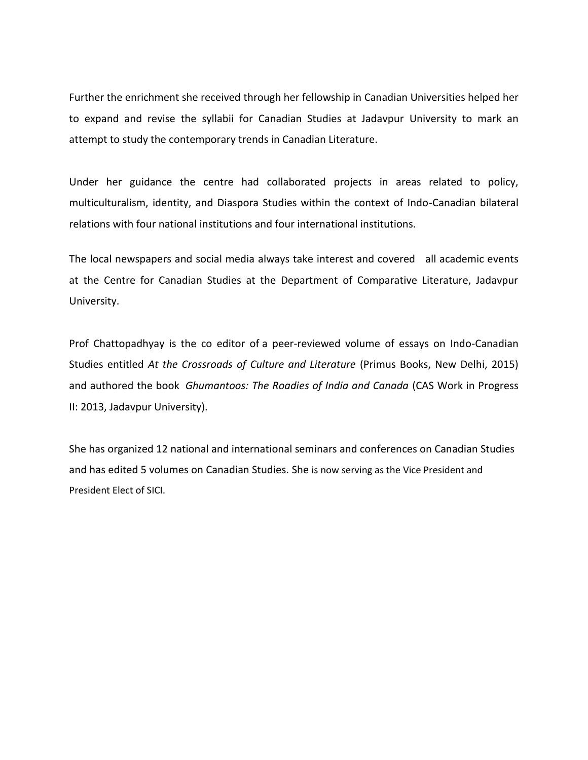Further the enrichment she received through her fellowship in Canadian Universities helped her to expand and revise the syllabii for Canadian Studies at Jadavpur University to mark an attempt to study the contemporary trends in Canadian Literature.

Under her guidance the centre had collaborated projects in areas related to policy, multiculturalism, identity, and Diaspora Studies within the context of Indo-Canadian bilateral relations with four national institutions and four international institutions.

The local newspapers and social media always take interest and covered all academic events at the Centre for Canadian Studies at the Department of Comparative Literature, Jadavpur University.

Prof Chattopadhyay is the co editor of a peer-reviewed volume of essays on Indo-Canadian Studies entitled *At the Crossroads of Culture and Literature* (Primus Books, New Delhi, 2015) and authored the book *Ghumantoos: The Roadies of India and Canada* (CAS Work in Progress II: 2013, Jadavpur University).

She has organized 12 national and international seminars and conferences on Canadian Studies and has edited 5 volumes on Canadian Studies. She is now serving as the Vice President and President Elect of SICI.